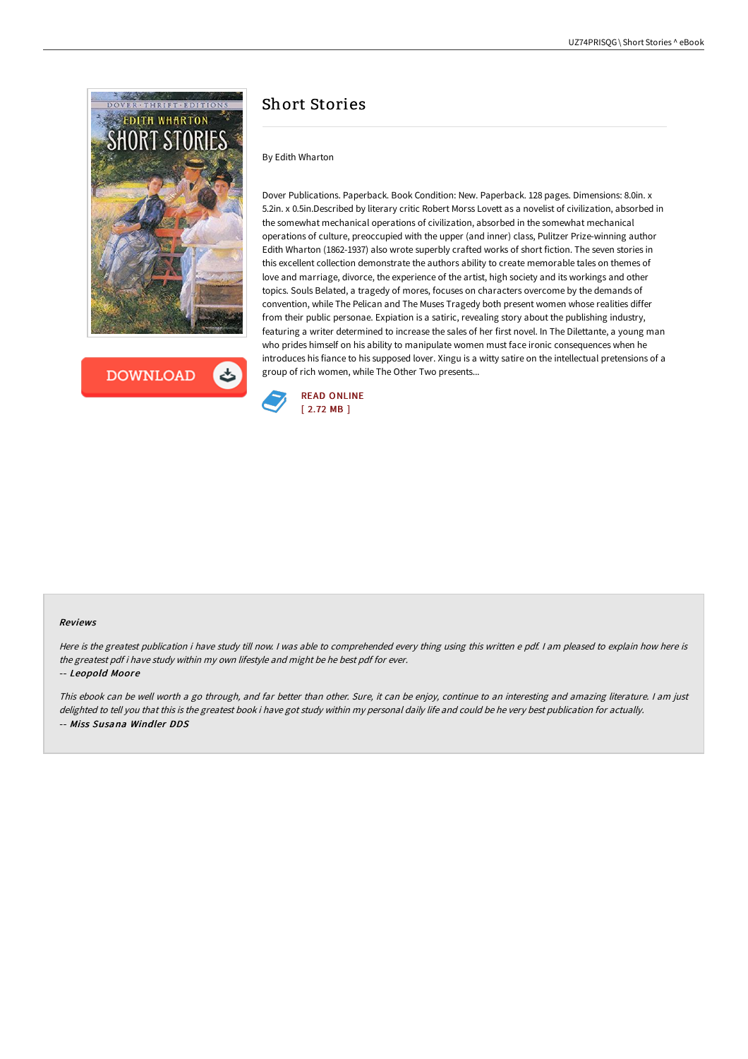# Short Stories

By Edith Wharton

Dover Publications. Paperback. Book Condition: New. Paperback. 128 pages. Dimensions: 8.0in. x 5.2in. x 0.5in.Described by literary critic Robert Morss Lovett as a novelist of civilization, absorbed in the somewhat mechanical operations of civilization, absorbed in the somewhat mechanical operations of culture, preoccupied with the upper (and inner) class, Pulitzer Prize-winning author Edith Wharton (1862-1937) also wrote superbly crafted works of short fiction. The seven stories in this excellent collection demonstrate the authors ability to create memorable tales on themes of love and marriage, divorce, the experience of the artist, high society and its workings and other topics. Souls Belated, a tragedy of mores, focuses on characters overcome by the demands of convention, while The Pelican and The Muses Tragedy both present women whose realities differ from their public personae. Expiation is a satiric, revealing story about the publishing industry, featuring a writer determined to increase the sales of her first novel. In The Dilettante, a young man who prides himself on his ability to manipulate women must face ironic consequences when he introduces his fiance to his supposed lover. Xingu is a witty satire on the intellectual pretensions of a group of rich women, while The Other Two presents...

READ ONLINE
[ 2.72 MB ]

### Reviews

*Here is the greatest publication i have study till now. I was able to comprehended every thing using this written e pdf. I am pleased to explain how here is the greatest pdf i have study within my own lifestyle and might be he best pdf for ever.*

*-- **Leopold Moore***

*This ebook can be well worth a go through, and far better than other. Sure, it can be enjoy, continue to an interesting and amazing literature. I am just delighted to tell you that this is the greatest book i have got study within my personal daily life and could be he very best publication for actually.*

*-- **Miss Susana Windler DDS***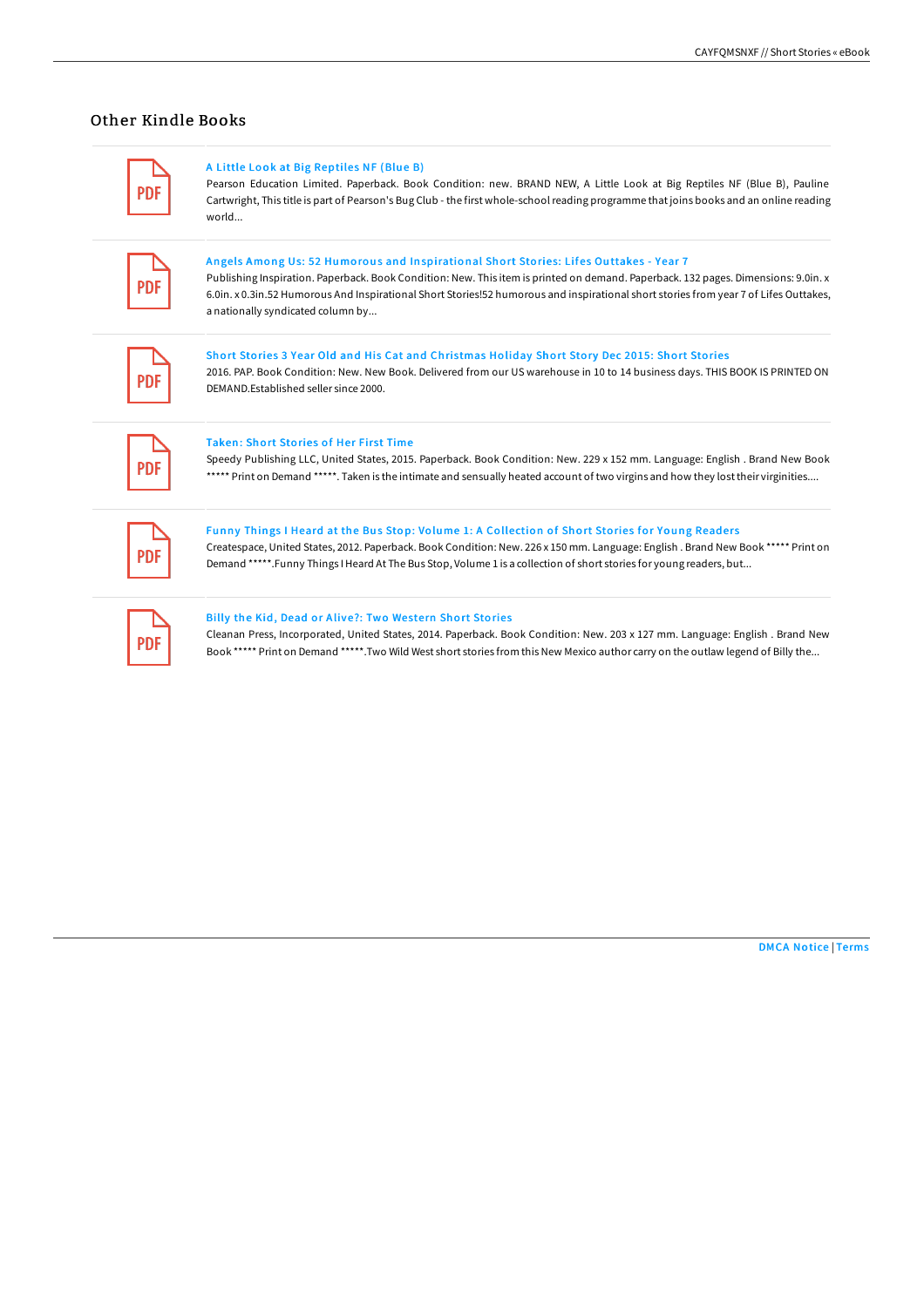## Other Kindle Books

### A Little Look at Big Reptiles NF (Blue B)

Pearson Education Limited. Paperback. Book Condition: new. BRAND NEW, A Little Look at Big Reptiles NF (Blue B), Pauline Cartwright, This title is part of Pearson's Bug Club - the first whole-school reading programme that joins books and an online reading world...

### Angels Among Us: 52 Humorous and Inspirational Short Stories: Lifes Outtakes - Year 7

Publishing Inspiration. Paperback. Book Condition: New. This item is printed on demand. Paperback. 132 pages. Dimensions: 9.0in. x 6.0in. x 0.3in.52 Humorous And Inspirational Short Stories!52 humorous and inspirational short stories from year 7 of Lifes Outtakes, a nationally syndicated column by...

### Short Stories 3 Year Old and His Cat and Christmas Holiday Short Story Dec 2015: Short Stories

2016. PAP. Book Condition: New. New Book. Delivered from our US warehouse in 10 to 14 business days. THIS BOOK IS PRINTED ON DEMAND.Established seller since 2000.

### Taken: Short Stories of Her First Time

Speedy Publishing LLC, United States, 2015. Paperback. Book Condition: New. 229 x 152 mm. Language: English . Brand New Book ***** Print on Demand *****. Taken is the intimate and sensually heated account of two virgins and how they lost their virginities....

### Funny Things I Heard at the Bus Stop: Volume 1: A Collection of Short Stories for Young Readers

Createspace, United States, 2012. Paperback. Book Condition: New. 226 x 150 mm. Language: English . Brand New Book ***** Print on Demand *****.Funny Things I Heard At The Bus Stop, Volume 1 is a collection of short stories for young readers, but...

### Billy the Kid, Dead or Alive?: Two Western Short Stories

Cleanan Press, Incorporated, United States, 2014. Paperback. Book Condition: New. 203 x 127 mm. Language: English . Brand New Book ***** Print on Demand *****.Two Wild West short stories from this New Mexico author carry on the outlaw legend of Billy the...